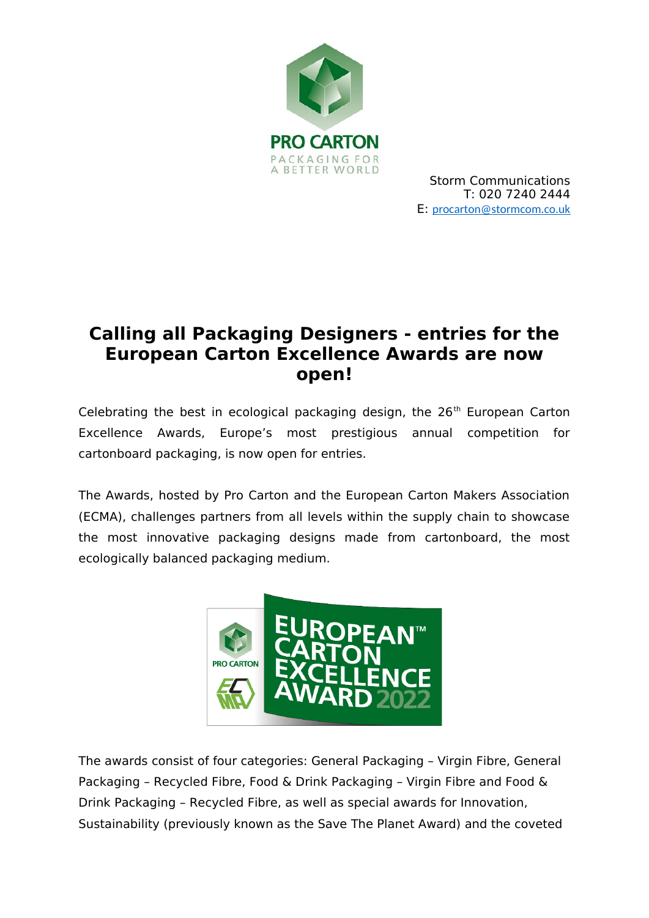Storm Communications
T: 020 7240 2444
E: procarton@stormcom.co.uk

# Calling all Packaging Designers - entries for the European Carton Excellence Awards are now open!

Celebrating the best in ecological packaging design, the 26th European Carton Excellence Awards, Europe's most prestigious annual competition for cartonboard packaging, is now open for entries.

The Awards, hosted by Pro Carton and the European Carton Makers Association (ECMA), challenges partners from all levels within the supply chain to showcase the most innovative packaging designs made from cartonboard, the most ecologically balanced packaging medium.

The awards consist of four categories: General Packaging – Virgin Fibre, General Packaging – Recycled Fibre, Food & Drink Packaging – Virgin Fibre and Food & Drink Packaging – Recycled Fibre, as well as special awards for Innovation, Sustainability (previously known as the Save The Planet Award) and the coveted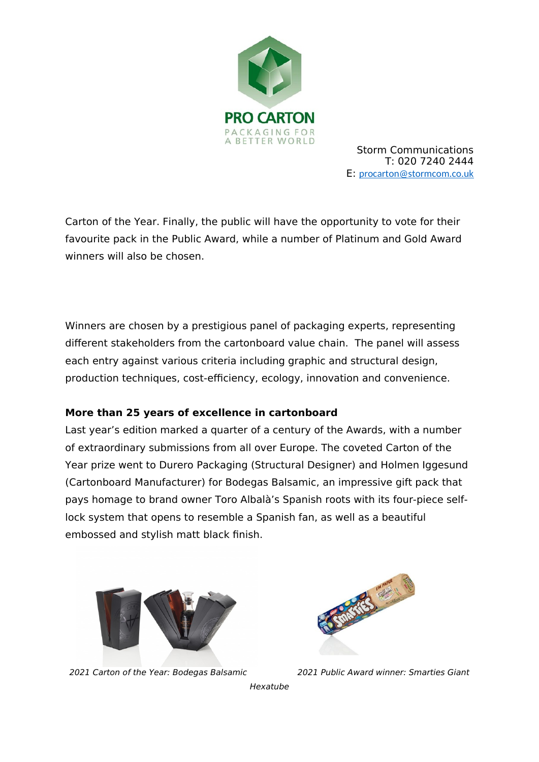Storm Communications
T: 020 7240 2444
E: procarton@stormcom.co.uk

Carton of the Year. Finally, the public will have the opportunity to vote for their favourite pack in the Public Award, while a number of Platinum and Gold Award winners will also be chosen.

Winners are chosen by a prestigious panel of packaging experts, representing different stakeholders from the cartonboard value chain. The panel will assess each entry against various criteria including graphic and structural design, production techniques, cost-efficiency, ecology, innovation and convenience.

**More than 25 years of excellence in cartonboard**

Last year's edition marked a quarter of a century of the Awards, with a number of extraordinary submissions from all over Europe. The coveted Carton of the Year prize went to Durero Packaging (Structural Designer) and Holmen Iggesund (Cartonboard Manufacturer) for Bodegas Balsamic, an impressive gift pack that pays homage to brand owner Toro Albalà's Spanish roots with its four-piece self-lock system that opens to resemble a Spanish fan, as well as a beautiful embossed and stylish matt black finish.

*2021 Carton of the Year: Bodegas Balsamic*

*2021 Public Award winner: Smarties Giant Hexatube*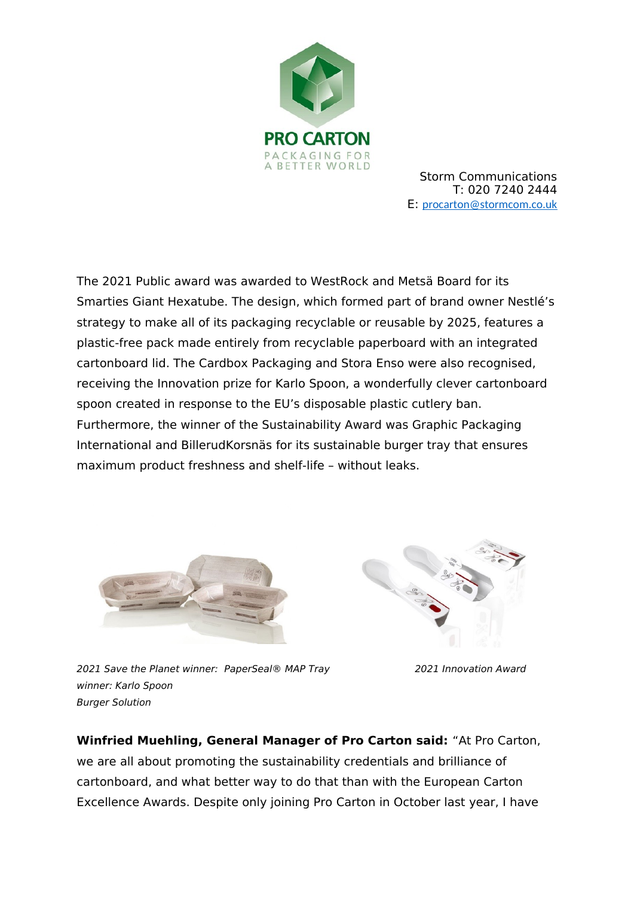Storm Communications
T: 020 7240 2444
E: procarton@stormcom.co.uk

The 2021 Public award was awarded to WestRock and Metsä Board for its Smarties Giant Hexatube. The design, which formed part of brand owner Nestlé's strategy to make all of its packaging recyclable or reusable by 2025, features a plastic-free pack made entirely from recyclable paperboard with an integrated cartonboard lid. The Cardbox Packaging and Stora Enso were also recognised, receiving the Innovation prize for Karlo Spoon, a wonderfully clever cartonboard spoon created in response to the EU's disposable plastic cutlery ban. Furthermore, the winner of the Sustainability Award was Graphic Packaging International and BillerudKorsnäs for its sustainable burger tray that ensures maximum product freshness and shelf-life – without leaks.

*2021 Save the Planet winner: PaperSeal® MAP Tray Burger Solution*

*2021 Innovation Award winner: Karlo Spoon*

**Winfried Muehling, General Manager of Pro Carton said:** "At Pro Carton, we are all about promoting the sustainability credentials and brilliance of cartonboard, and what better way to do that than with the European Carton Excellence Awards. Despite only joining Pro Carton in October last year, I have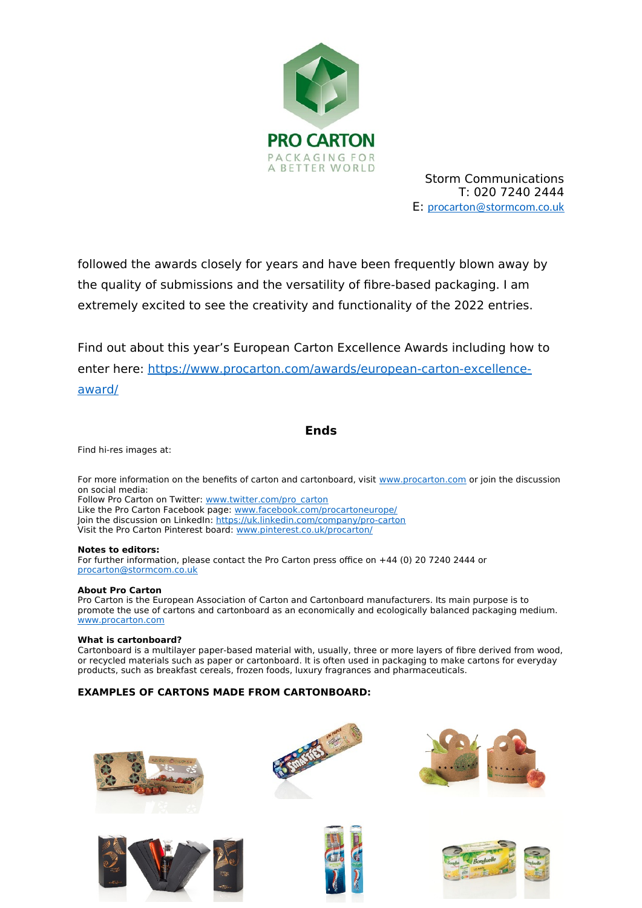PRO CARTON
PACKAGING FOR A BETTER WORLD

Storm Communications
T: 020 7240 2444
E: procarton@stormcom.co.uk

followed the awards closely for years and have been frequently blown away by the quality of submissions and the versatility of fibre-based packaging. I am extremely excited to see the creativity and functionality of the 2022 entries.

Find out about this year's European Carton Excellence Awards including how to enter here: https://www.procarton.com/awards/european-carton-excellence-award/

**Ends**

Find hi-res images at:

For more information on the benefits of carton and cartonboard, visit www.procarton.com or join the discussion on social media:
Follow Pro Carton on Twitter: www.twitter.com/pro_carton
Like the Pro Carton Facebook page: www.facebook.com/procartoneurope/
Join the discussion on LinkedIn: https://uk.linkedin.com/company/pro-carton
Visit the Pro Carton Pinterest board: www.pinterest.co.uk/procarton/

**Notes to editors:**
For further information, please contact the Pro Carton press office on +44 (0) 20 7240 2444 or procarton@stormcom.co.uk

**About Pro Carton**
Pro Carton is the European Association of Carton and Cartonboard manufacturers. Its main purpose is to promote the use of cartons and cartonboard as an economically and ecologically balanced packaging medium.
www.procarton.com

**What is cartonboard?**
Cartonboard is a multilayer paper-based material with, usually, three or more layers of fibre derived from wood, or recycled materials such as paper or cartonboard. It is often used in packaging to make cartons for everyday products, such as breakfast cereals, frozen foods, luxury fragrances and pharmaceuticals.

**EXAMPLES OF CARTONS MADE FROM CARTONBOARD:**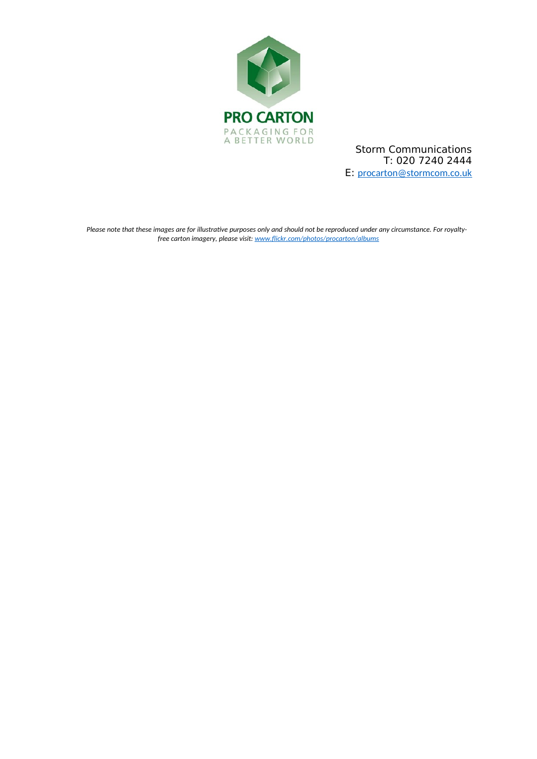PRO CARTON

PACKAGING FOR A BETTER WORLD

Storm Communications
T: 020 7240 2444
E: procarton@stormcom.co.uk

*Please note that these images are for illustrative purposes only and should not be reproduced under any circumstance. For royalty-free carton imagery, please visit: www.flickr.com/photos/procarton/albums*